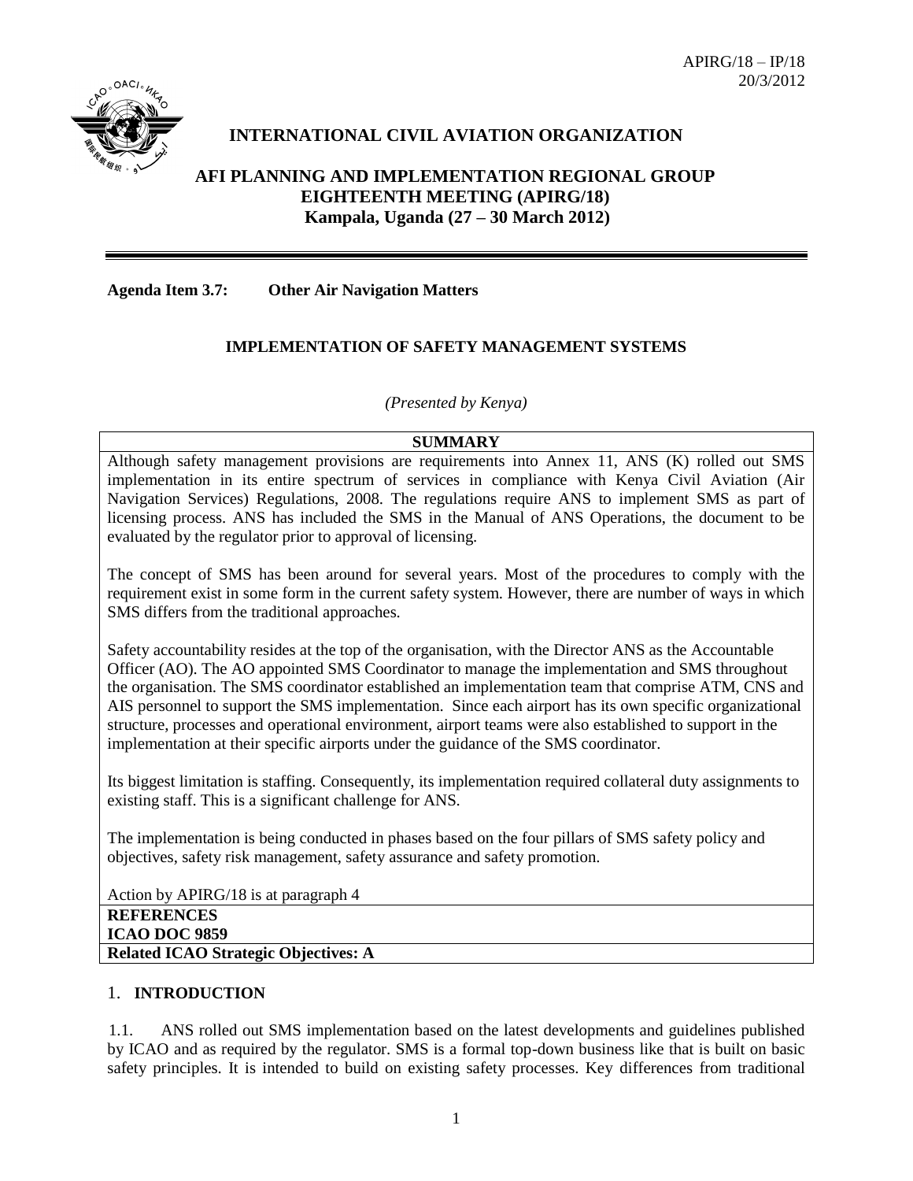APIRG/18 – IP/18
20/3/2012

# INTERNATIONAL CIVIL AVIATION ORGANIZATION

## AFI PLANNING AND IMPLEMENTATION REGIONAL GROUP EIGHTEENTH MEETING (APIRG/18)
## Kampala, Uganda (27 – 30 March 2012)

---

**Agenda Item 3.7: Other Air Navigation Matters**

### IMPLEMENTATION OF SAFETY MANAGEMENT SYSTEMS

*(Presented by Kenya)*

| **SUMMARY** |
|---|
| Although safety management provisions are requirements into Annex 11, ANS (K) rolled out SMS implementation in its entire spectrum of services in compliance with Kenya Civil Aviation (Air Navigation Services) Regulations, 2008. The regulations require ANS to implement SMS as part of licensing process. ANS has included the SMS in the Manual of ANS Operations, the document to be evaluated by the regulator prior to approval of licensing.<br><br>The concept of SMS has been around for several years. Most of the procedures to comply with the requirement exist in some form in the current safety system. However, there are number of ways in which SMS differs from the traditional approaches.<br><br>Safety accountability resides at the top of the organisation, with the Director ANS as the Accountable Officer (AO). The AO appointed SMS Coordinator to manage the implementation and SMS throughout the organisation. The SMS coordinator established an implementation team that comprise ATM, CNS and AIS personnel to support the SMS implementation. Since each airport has its own specific organizational structure, processes and operational environment, airport teams were also established to support in the implementation at their specific airports under the guidance of the SMS coordinator.<br><br>Its biggest limitation is staffing. Consequently, its implementation required collateral duty assignments to existing staff. This is a significant challenge for ANS.<br><br>The implementation is being conducted in phases based on the four pillars of SMS safety policy and objectives, safety risk management, safety assurance and safety promotion.<br><br>Action by APIRG/18 is at paragraph 4 |
| **REFERENCES**<br>**ICAO DOC 9859** |
| **Related ICAO Strategic Objectives: A** |

## 1. INTRODUCTION

1.1. ANS rolled out SMS implementation based on the latest developments and guidelines published by ICAO and as required by the regulator. SMS is a formal top-down business like that is built on basic safety principles. It is intended to build on existing safety processes. Key differences from traditional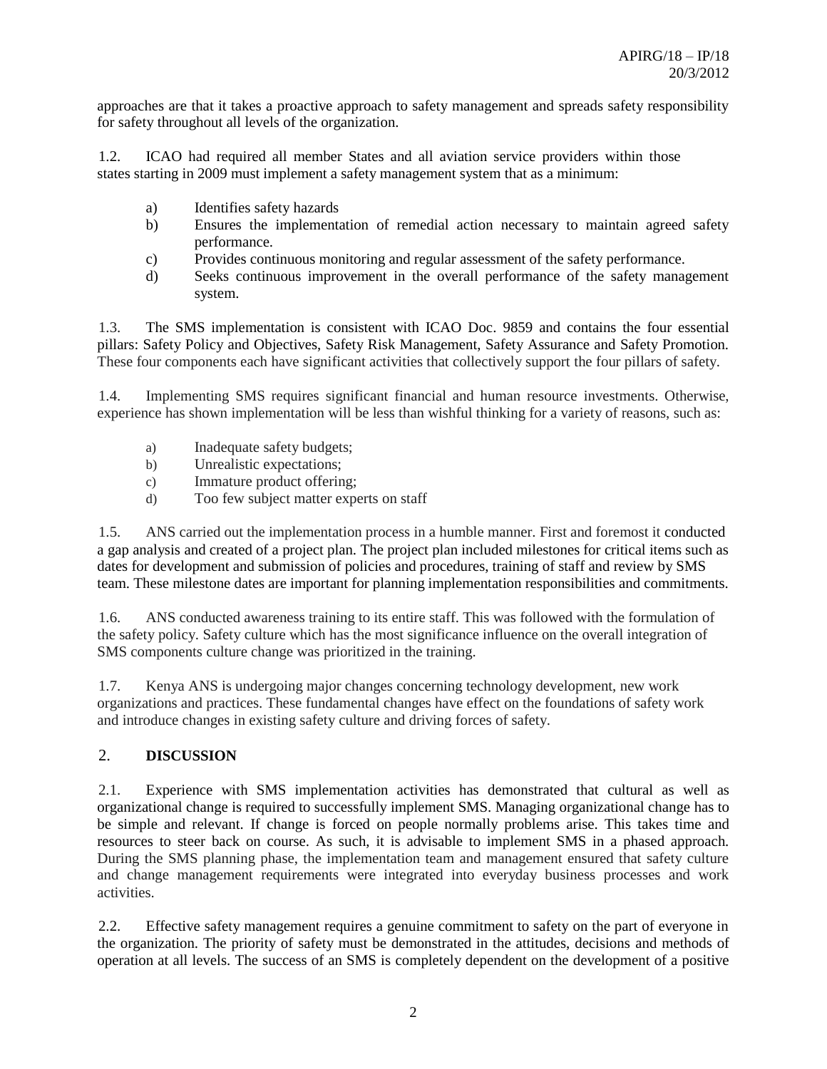approaches are that it takes a proactive approach to safety management and spreads safety responsibility for safety throughout all levels of the organization.

1.2. ICAO had required all member States and all aviation service providers within those states starting in 2009 must implement a safety management system that as a minimum:

a) Identifies safety hazards
b) Ensures the implementation of remedial action necessary to maintain agreed safety performance.
c) Provides continuous monitoring and regular assessment of the safety performance.
d) Seeks continuous improvement in the overall performance of the safety management system.

1.3. The SMS implementation is consistent with ICAO Doc. 9859 and contains the four essential pillars: Safety Policy and Objectives, Safety Risk Management, Safety Assurance and Safety Promotion. These four components each have significant activities that collectively support the four pillars of safety.

1.4. Implementing SMS requires significant financial and human resource investments. Otherwise, experience has shown implementation will be less than wishful thinking for a variety of reasons, such as:

a) Inadequate safety budgets;
b) Unrealistic expectations;
c) Immature product offering;
d) Too few subject matter experts on staff

1.5. ANS carried out the implementation process in a humble manner. First and foremost it conducted a gap analysis and created of a project plan. The project plan included milestones for critical items such as dates for development and submission of policies and procedures, training of staff and review by SMS team. These milestone dates are important for planning implementation responsibilities and commitments.

1.6. ANS conducted awareness training to its entire staff. This was followed with the formulation of the safety policy. Safety culture which has the most significance influence on the overall integration of SMS components culture change was prioritized in the training.

1.7. Kenya ANS is undergoing major changes concerning technology development, new work organizations and practices. These fundamental changes have effect on the foundations of safety work and introduce changes in existing safety culture and driving forces of safety.

## 2. DISCUSSION

2.1. Experience with SMS implementation activities has demonstrated that cultural as well as organizational change is required to successfully implement SMS. Managing organizational change has to be simple and relevant. If change is forced on people normally problems arise. This takes time and resources to steer back on course. As such, it is advisable to implement SMS in a phased approach. During the SMS planning phase, the implementation team and management ensured that safety culture and change management requirements were integrated into everyday business processes and work activities.

2.2. Effective safety management requires a genuine commitment to safety on the part of everyone in the organization. The priority of safety must be demonstrated in the attitudes, decisions and methods of operation at all levels. The success of an SMS is completely dependent on the development of a positive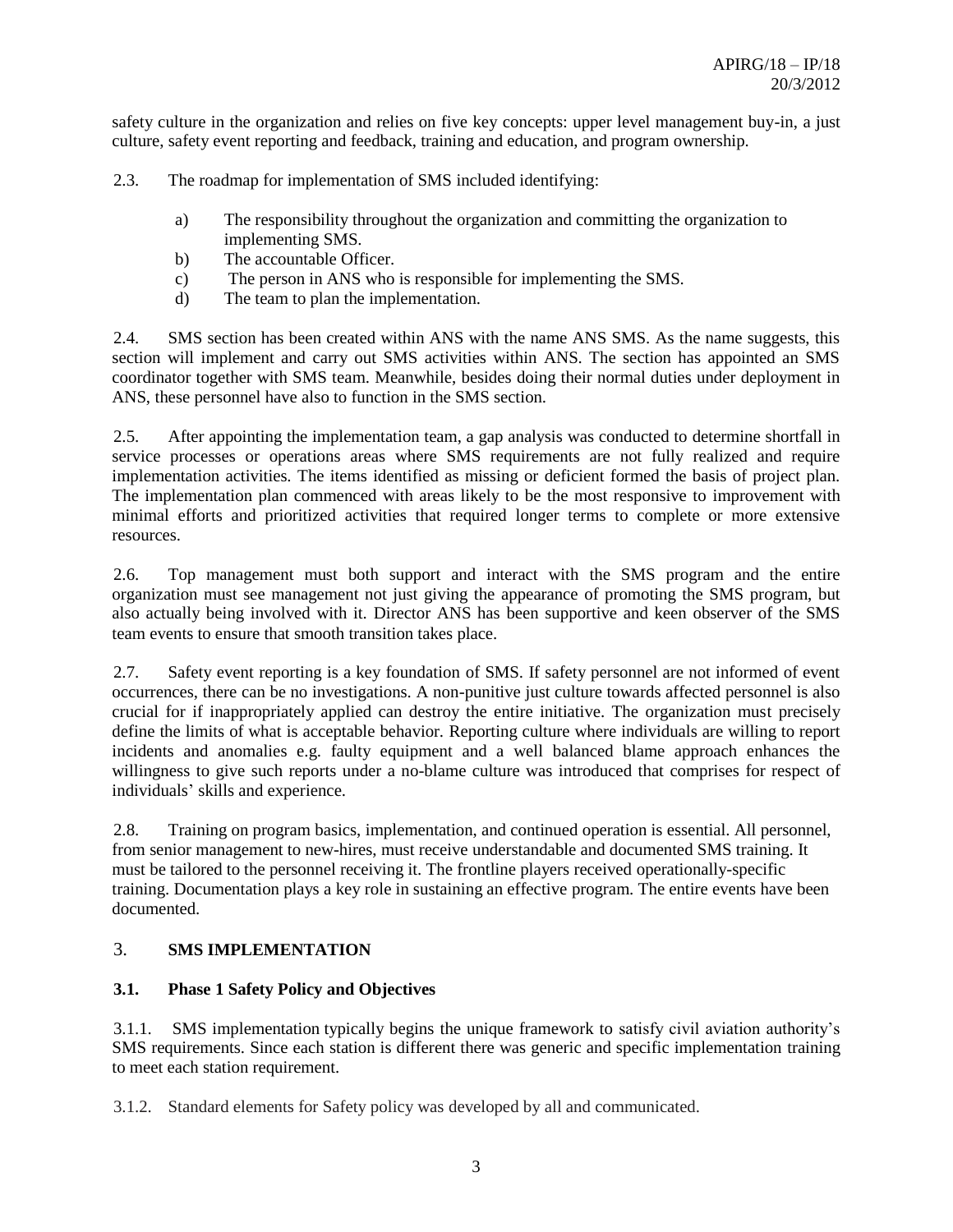safety culture in the organization and relies on five key concepts: upper level management buy-in, a just culture, safety event reporting and feedback, training and education, and program ownership.

2.3. The roadmap for implementation of SMS included identifying:

a) The responsibility throughout the organization and committing the organization to implementing SMS.
b) The accountable Officer.
c) The person in ANS who is responsible for implementing the SMS.
d) The team to plan the implementation.

2.4. SMS section has been created within ANS with the name ANS SMS. As the name suggests, this section will implement and carry out SMS activities within ANS. The section has appointed an SMS coordinator together with SMS team. Meanwhile, besides doing their normal duties under deployment in ANS, these personnel have also to function in the SMS section.

2.5. After appointing the implementation team, a gap analysis was conducted to determine shortfall in service processes or operations areas where SMS requirements are not fully realized and require implementation activities. The items identified as missing or deficient formed the basis of project plan. The implementation plan commenced with areas likely to be the most responsive to improvement with minimal efforts and prioritized activities that required longer terms to complete or more extensive resources.

2.6. Top management must both support and interact with the SMS program and the entire organization must see management not just giving the appearance of promoting the SMS program, but also actually being involved with it. Director ANS has been supportive and keen observer of the SMS team events to ensure that smooth transition takes place.

2.7. Safety event reporting is a key foundation of SMS. If safety personnel are not informed of event occurrences, there can be no investigations. A non-punitive just culture towards affected personnel is also crucial for if inappropriately applied can destroy the entire initiative. The organization must precisely define the limits of what is acceptable behavior. Reporting culture where individuals are willing to report incidents and anomalies e.g. faulty equipment and a well balanced blame approach enhances the willingness to give such reports under a no-blame culture was introduced that comprises for respect of individuals' skills and experience.

2.8. Training on program basics, implementation, and continued operation is essential. All personnel, from senior management to new-hires, must receive understandable and documented SMS training. It must be tailored to the personnel receiving it. The frontline players received operationally-specific training. Documentation plays a key role in sustaining an effective program. The entire events have been documented.

## 3. SMS IMPLEMENTATION

### 3.1. Phase 1 Safety Policy and Objectives

3.1.1. SMS implementation typically begins the unique framework to satisfy civil aviation authority's SMS requirements. Since each station is different there was generic and specific implementation training to meet each station requirement.

3.1.2. Standard elements for Safety policy was developed by all and communicated.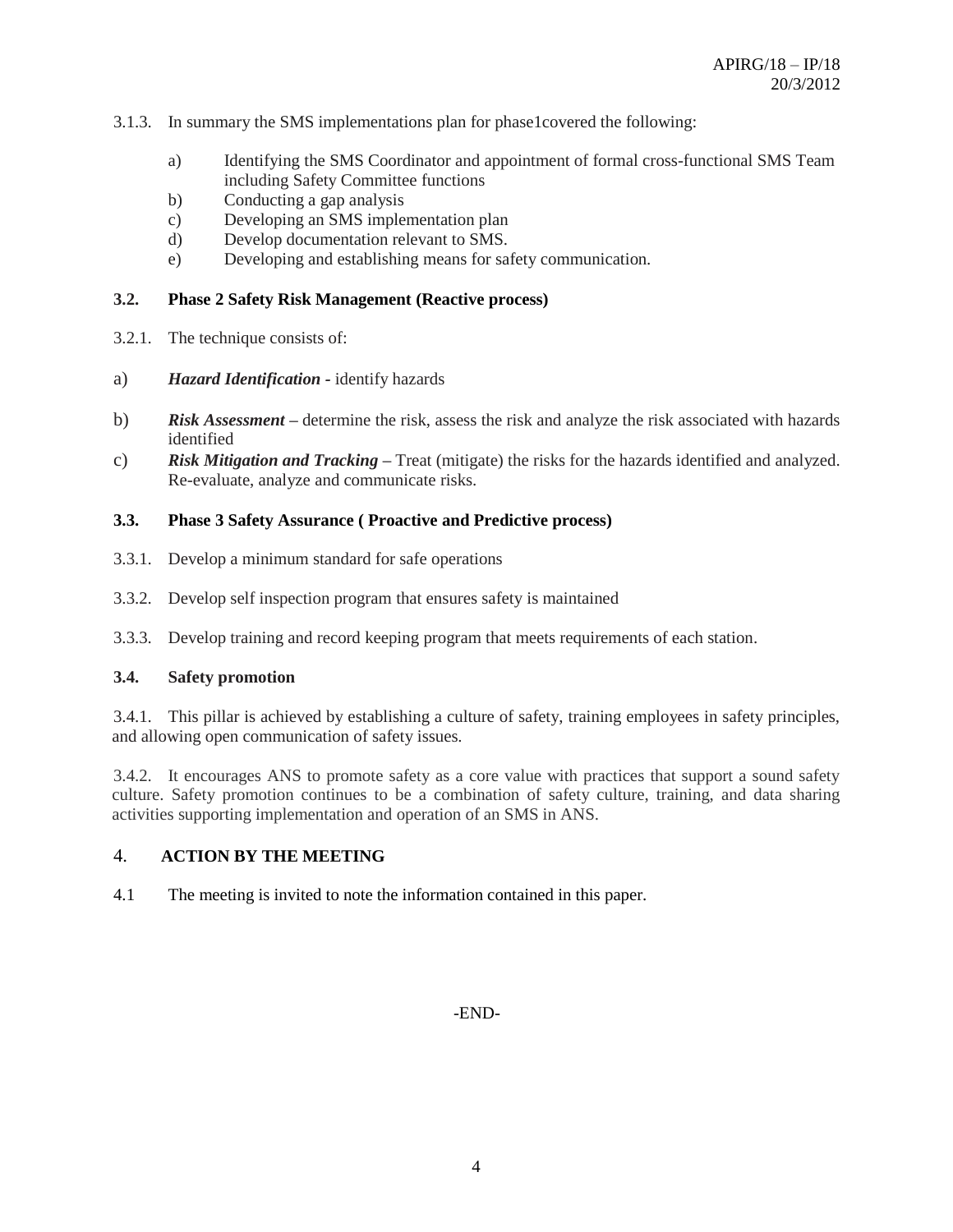3.1.3. In summary the SMS implementations plan for phase1covered the following:

- a) Identifying the SMS Coordinator and appointment of formal cross-functional SMS Team including Safety Committee functions
- b) Conducting a gap analysis
- c) Developing an SMS implementation plan
- d) Develop documentation relevant to SMS.
- e) Developing and establishing means for safety communication.

### 3.2. Phase 2 Safety Risk Management (Reactive process)

3.2.1. The technique consists of:

a) ***Hazard Identification*** - identify hazards

b) ***Risk Assessment*** – determine the risk, assess the risk and analyze the risk associated with hazards identified

c) ***Risk Mitigation and Tracking*** – Treat (mitigate) the risks for the hazards identified and analyzed. Re-evaluate, analyze and communicate risks.

### 3.3. Phase 3 Safety Assurance ( Proactive and Predictive process)

3.3.1. Develop a minimum standard for safe operations

3.3.2. Develop self inspection program that ensures safety is maintained

3.3.3. Develop training and record keeping program that meets requirements of each station.

### 3.4. Safety promotion

3.4.1. This pillar is achieved by establishing a culture of safety, training employees in safety principles, and allowing open communication of safety issues.

3.4.2. It encourages ANS to promote safety as a core value with practices that support a sound safety culture. Safety promotion continues to be a combination of safety culture, training, and data sharing activities supporting implementation and operation of an SMS in ANS.

## 4. ACTION BY THE MEETING

4.1 The meeting is invited to note the information contained in this paper.

-END-